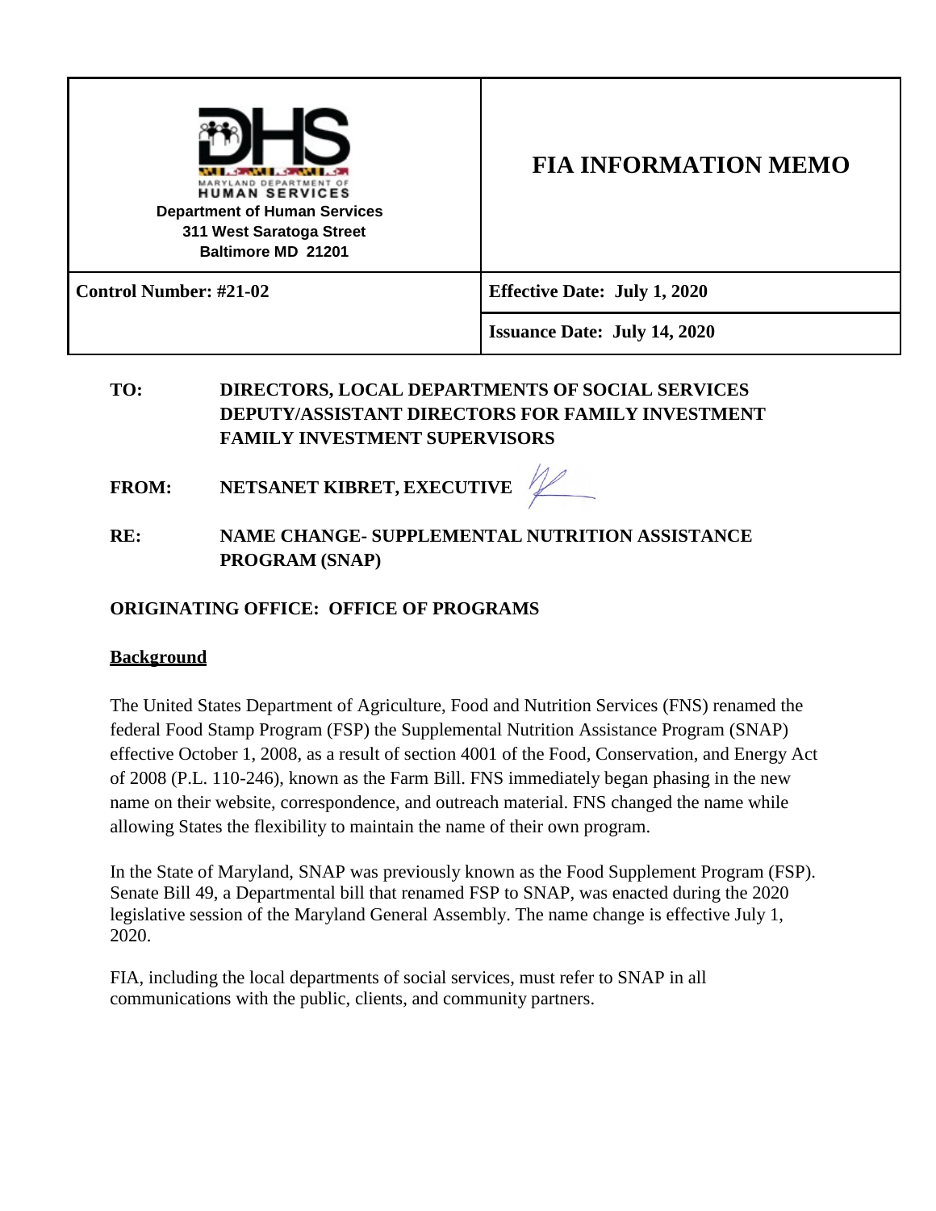| Department of Human Services<br>311 West Saratoga Street<br>Baltimore MD 21201 | **FIA INFORMATION MEMO** |
| --- | --- |
| **Control Number: #21-02** | **Effective Date: July 1, 2020** |
| | **Issuance Date: July 14, 2020** |

**TO:** DIRECTORS, LOCAL DEPARTMENTS OF SOCIAL SERVICES
DEPUTY/ASSISTANT DIRECTORS FOR FAMILY INVESTMENT
FAMILY INVESTMENT SUPERVISORS

**FROM:** NETSANET KIBRET, EXECUTIVE

**RE:** NAME CHANGE- SUPPLEMENTAL NUTRITION ASSISTANCE PROGRAM (SNAP)

**ORIGINATING OFFICE: OFFICE OF PROGRAMS**

## Background

The United States Department of Agriculture, Food and Nutrition Services (FNS) renamed the federal Food Stamp Program (FSP) the Supplemental Nutrition Assistance Program (SNAP) effective October 1, 2008, as a result of section 4001 of the Food, Conservation, and Energy Act of 2008 (P.L. 110-246), known as the Farm Bill. FNS immediately began phasing in the new name on their website, correspondence, and outreach material. FNS changed the name while allowing States the flexibility to maintain the name of their own program.

In the State of Maryland, SNAP was previously known as the Food Supplement Program (FSP). Senate Bill 49, a Departmental bill that renamed FSP to SNAP, was enacted during the 2020 legislative session of the Maryland General Assembly. The name change is effective July 1, 2020.

FIA, including the local departments of social services, must refer to SNAP in all communications with the public, clients, and community partners.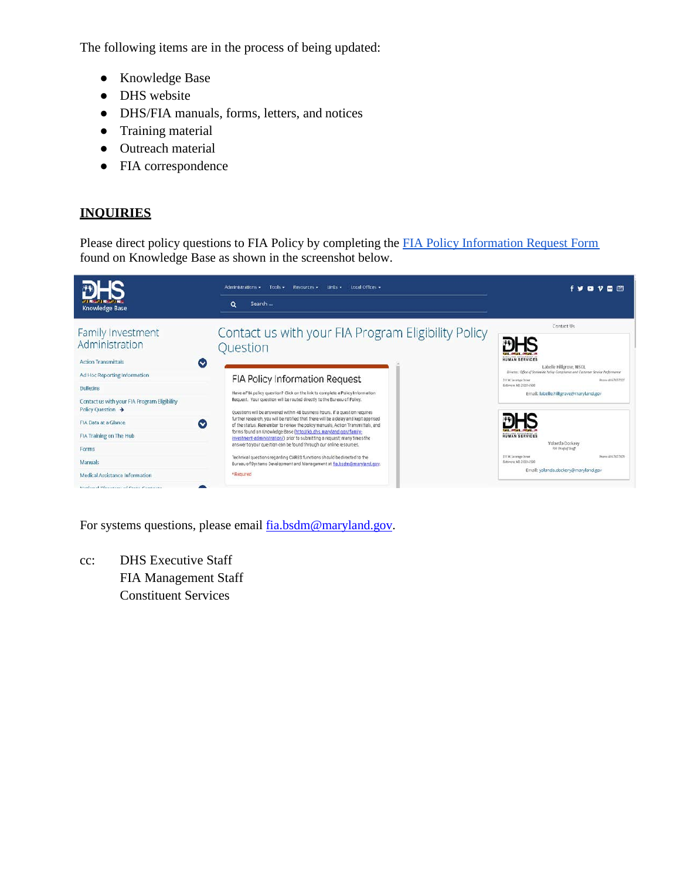The following items are in the process of being updated:

- Knowledge Base
- DHS website
- DHS/FIA manuals, forms, letters, and notices
- Training material
- Outreach material
- FIA correspondence

## INQUIRIES

Please direct policy questions to FIA Policy by completing the FIA Policy Information Request Form found on Knowledge Base as shown in the screenshot below.

For systems questions, please email fia.bsdm@maryland.gov.

cc: DHS Executive Staff
FIA Management Staff
Constituent Services